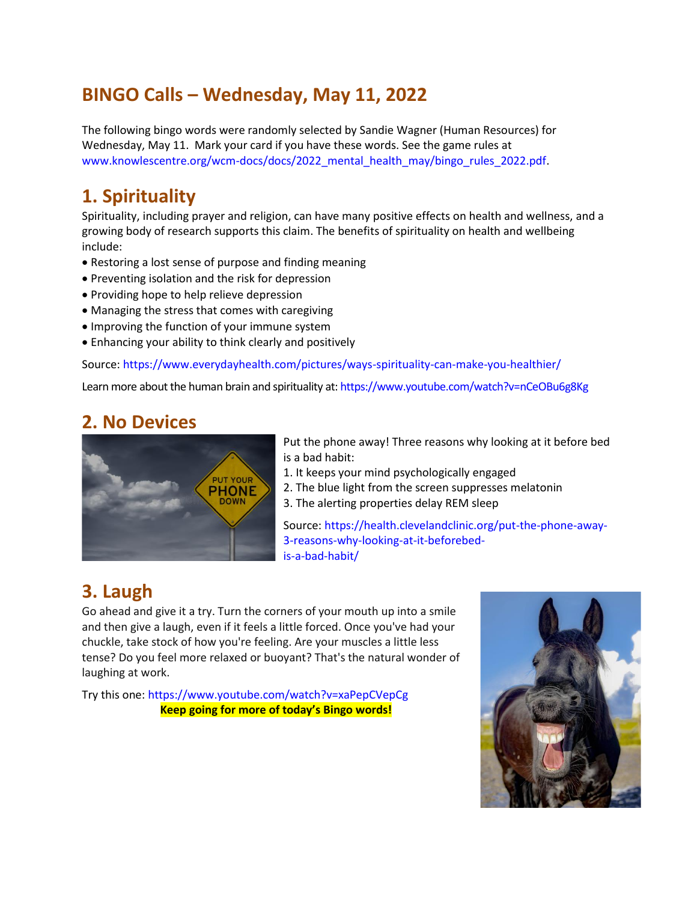# BINGO Calls – Wednesday, May 11, 2022

The following bingo words were randomly selected by Sandie Wagner (Human Resources) for Wednesday, May 11. Mark your card if you have these words. See the game rules at www.knowlescentre.org/wcm-docs/docs/2022_mental_health_may/bingo_rules_2022.pdf.

## 1. Spirituality

Spirituality, including prayer and religion, can have many positive effects on health and wellness, and a growing body of research supports this claim. The benefits of spirituality on health and wellbeing include:

- Restoring a lost sense of purpose and finding meaning
- Preventing isolation and the risk for depression
- Providing hope to help relieve depression
- Managing the stress that comes with caregiving
- Improving the function of your immune system
- Enhancing your ability to think clearly and positively

Source: https://www.everydayhealth.com/pictures/ways-spirituality-can-make-you-healthier/

Learn more about the human brain and spirituality at: https://www.youtube.com/watch?v=nCeOBu6g8Kg

## 2. No Devices

Put the phone away! Three reasons why looking at it before bed is a bad habit:

1. It keeps your mind psychologically engaged
2. The blue light from the screen suppresses melatonin
3. The alerting properties delay REM sleep

Source: https://health.clevelandclinic.org/put-the-phone-away-3-reasons-why-looking-at-it-beforebed-is-a-bad-habit/

## 3. Laugh

Go ahead and give it a try. Turn the corners of your mouth up into a smile and then give a laugh, even if it feels a little forced. Once you've had your chuckle, take stock of how you're feeling. Are your muscles a little less tense? Do you feel more relaxed or buoyant? That's the natural wonder of laughing at work.

Try this one: https://www.youtube.com/watch?v=xaPepCVepCg

**Keep going for more of today's Bingo words!**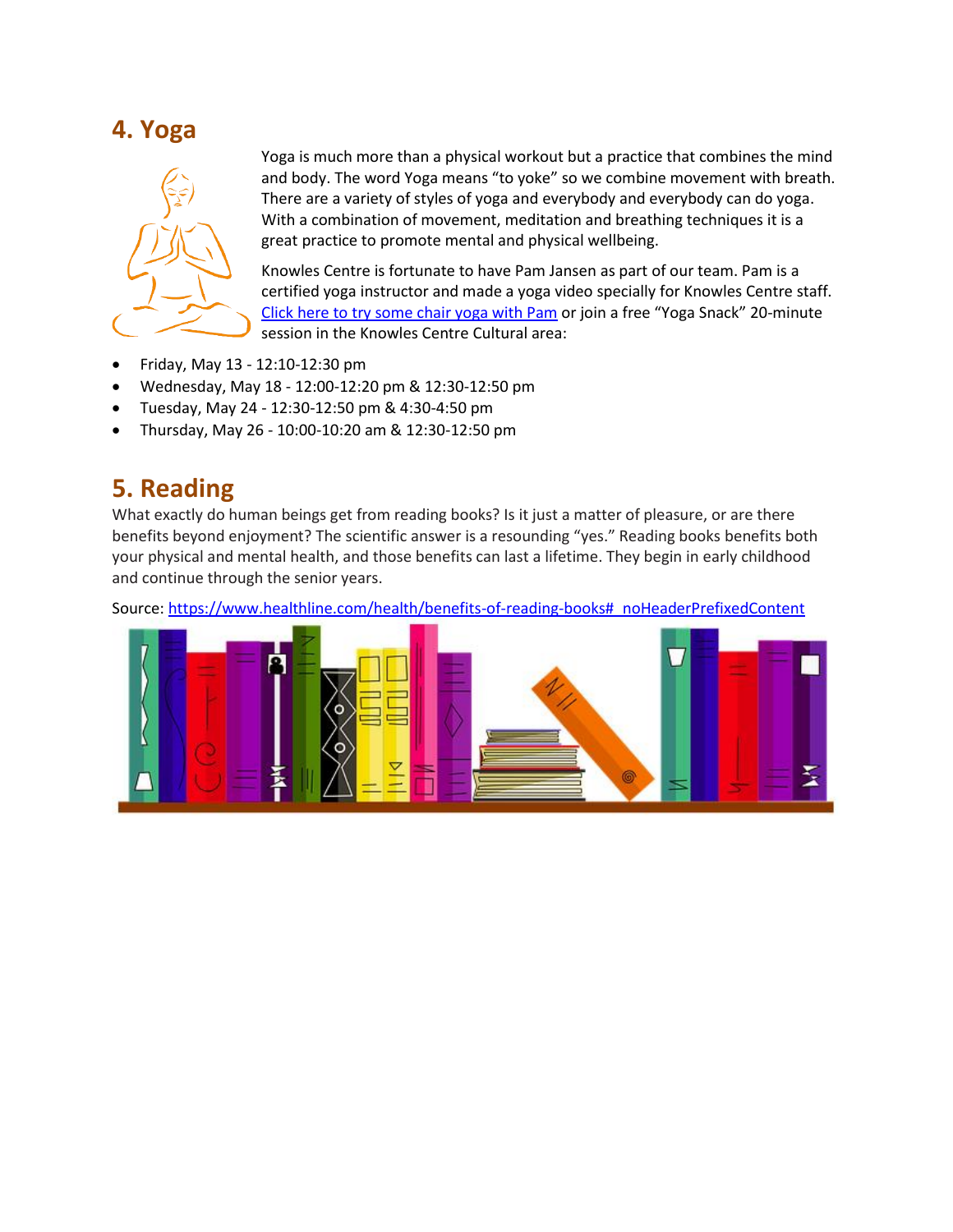## 4. Yoga

Yoga is much more than a physical workout but a practice that combines the mind and body. The word Yoga means "to yoke" so we combine movement with breath. There are a variety of styles of yoga and everybody and everybody can do yoga. With a combination of movement, meditation and breathing techniques it is a great practice to promote mental and physical wellbeing.

Knowles Centre is fortunate to have Pam Jansen as part of our team. Pam is a certified yoga instructor and made a yoga video specially for Knowles Centre staff. Click here to try some chair yoga with Pam or join a free "Yoga Snack" 20-minute session in the Knowles Centre Cultural area:

- Friday, May 13 - 12:10-12:30 pm
- Wednesday, May 18 - 12:00-12:20 pm & 12:30-12:50 pm
- Tuesday, May 24 - 12:30-12:50 pm & 4:30-4:50 pm
- Thursday, May 26 - 10:00-10:20 am & 12:30-12:50 pm

## 5. Reading

What exactly do human beings get from reading books? Is it just a matter of pleasure, or are there benefits beyond enjoyment? The scientific answer is a resounding "yes." Reading books benefits both your physical and mental health, and those benefits can last a lifetime. They begin in early childhood and continue through the senior years.

Source: https://www.healthline.com/health/benefits-of-reading-books#_noHeaderPrefixedContent